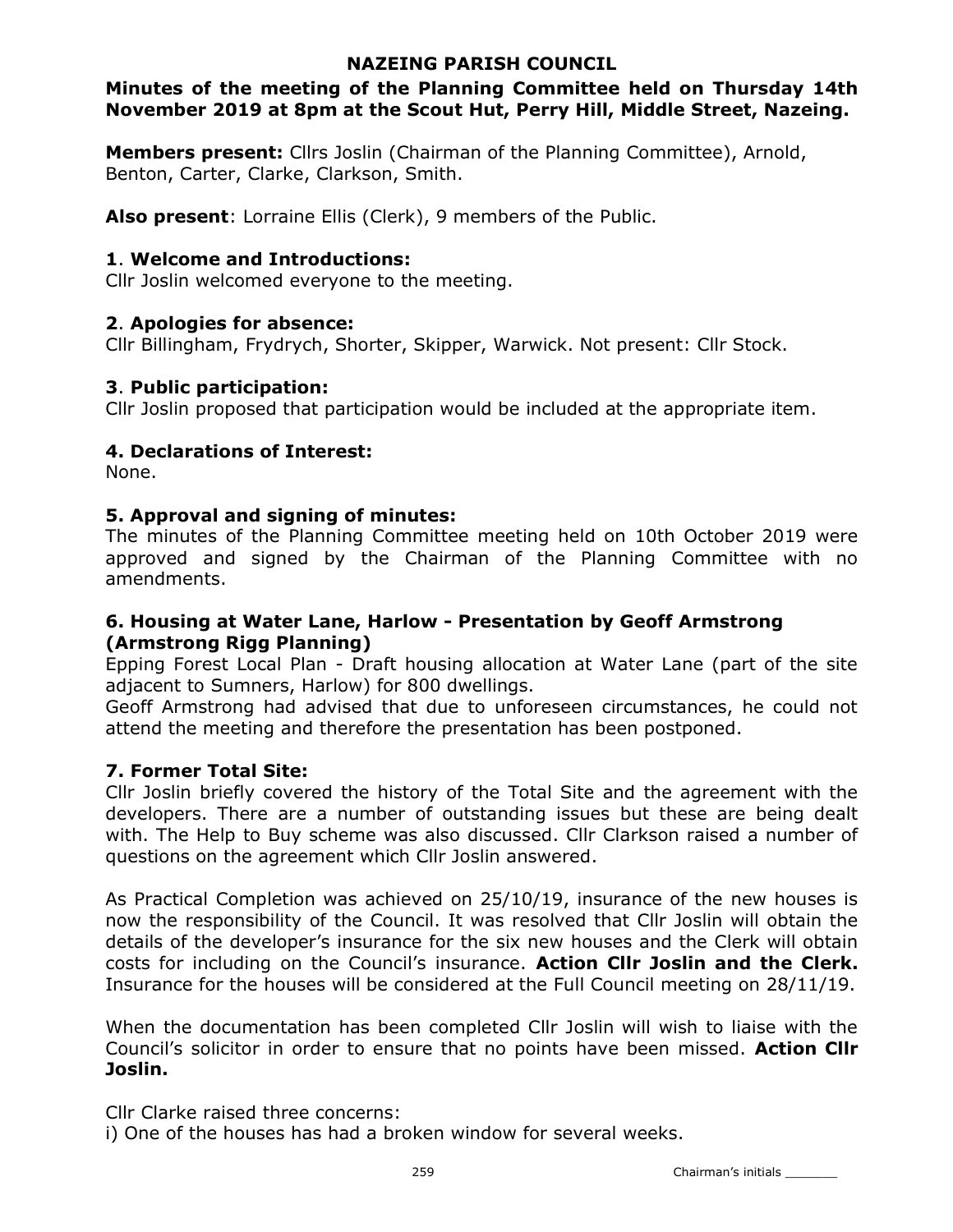# NAZEING PARISH COUNCIL

**Minutes of the meeting of the Planning Committee held on Thursday 14th November 2019 at 8pm at the Scout Hut, Perry Hill, Middle Street, Nazeing.**

**Members present:** Cllrs Joslin (Chairman of the Planning Committee), Arnold, Benton, Carter, Clarke, Clarkson, Smith.

**Also present**: Lorraine Ellis (Clerk), 9 members of the Public.

## 1. Welcome and Introductions:

Cllr Joslin welcomed everyone to the meeting.

## 2. Apologies for absence:

Cllr Billingham, Frydrych, Shorter, Skipper, Warwick. Not present: Cllr Stock.

## 3. Public participation:

Cllr Joslin proposed that participation would be included at the appropriate item.

## 4. Declarations of Interest:

None.

## 5. Approval and signing of minutes:

The minutes of the Planning Committee meeting held on 10th October 2019 were approved and signed by the Chairman of the Planning Committee with no amendments.

## 6. Housing at Water Lane, Harlow - Presentation by Geoff Armstrong (Armstrong Rigg Planning)

Epping Forest Local Plan - Draft housing allocation at Water Lane (part of the site adjacent to Sumners, Harlow) for 800 dwellings.

Geoff Armstrong had advised that due to unforeseen circumstances, he could not attend the meeting and therefore the presentation has been postponed.

## 7. Former Total Site:

Cllr Joslin briefly covered the history of the Total Site and the agreement with the developers. There are a number of outstanding issues but these are being dealt with. The Help to Buy scheme was also discussed. Cllr Clarkson raised a number of questions on the agreement which Cllr Joslin answered.

As Practical Completion was achieved on 25/10/19, insurance of the new houses is now the responsibility of the Council. It was resolved that Cllr Joslin will obtain the details of the developer's insurance for the six new houses and the Clerk will obtain costs for including on the Council's insurance. **Action Cllr Joslin and the Clerk.** Insurance for the houses will be considered at the Full Council meeting on 28/11/19.

When the documentation has been completed Cllr Joslin will wish to liaise with the Council's solicitor in order to ensure that no points have been missed. **Action Cllr Joslin.**

Cllr Clarke raised three concerns:

i) One of the houses has had a broken window for several weeks.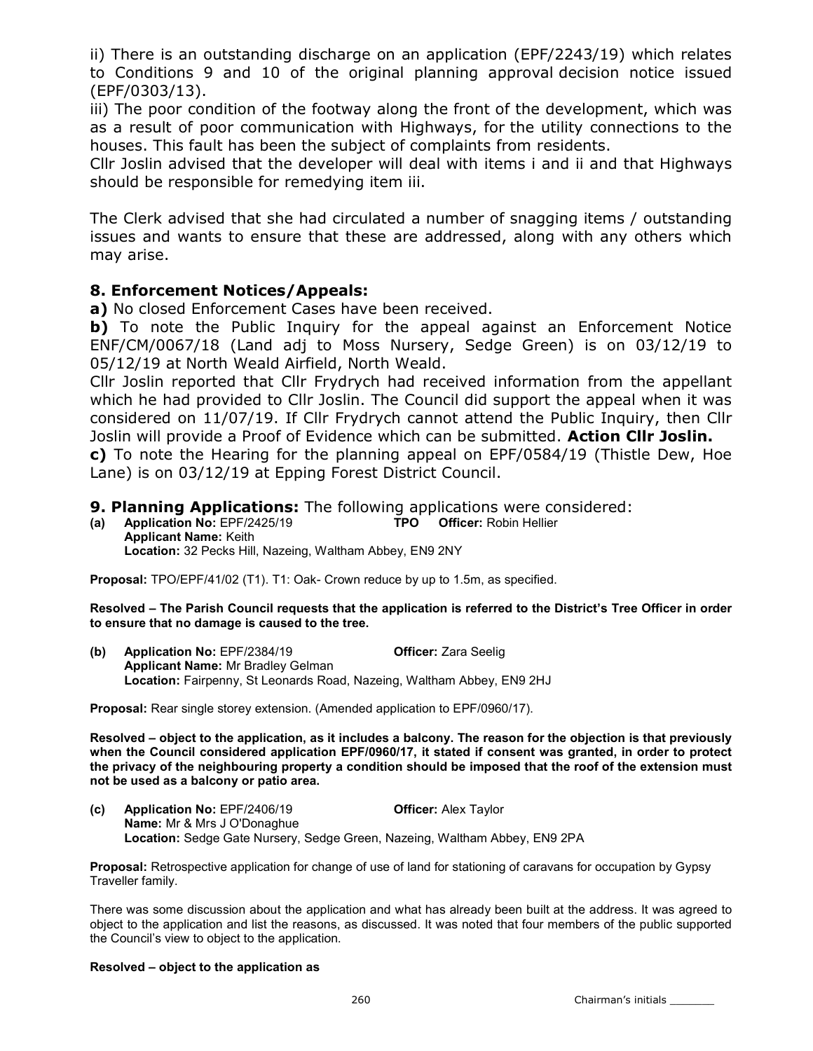ii) There is an outstanding discharge on an application (EPF/2243/19) which relates to Conditions 9 and 10 of the original planning approval decision notice issued (EPF/0303/13).

iii) The poor condition of the footway along the front of the development, which was as a result of poor communication with Highways, for the utility connections to the houses. This fault has been the subject of complaints from residents.

Cllr Joslin advised that the developer will deal with items i and ii and that Highways should be responsible for remedying item iii.

The Clerk advised that she had circulated a number of snagging items / outstanding issues and wants to ensure that these are addressed, along with any others which may arise.

## 8. Enforcement Notices/Appeals:

**a)** No closed Enforcement Cases have been received.

**b)** To note the Public Inquiry for the appeal against an Enforcement Notice ENF/CM/0067/18 (Land adj to Moss Nursery, Sedge Green) is on 03/12/19 to 05/12/19 at North Weald Airfield, North Weald.

Cllr Joslin reported that Cllr Frydrych had received information from the appellant which he had provided to Cllr Joslin. The Council did support the appeal when it was considered on 11/07/19. If Cllr Frydrych cannot attend the Public Inquiry, then Cllr Joslin will provide a Proof of Evidence which can be submitted. **Action Cllr Joslin.**

**c)** To note the Hearing for the planning appeal on EPF/0584/19 (Thistle Dew, Hoe Lane) is on 03/12/19 at Epping Forest District Council.

## 9. Planning Applications: The following applications were considered:

**(a) Application No:** EPF/2425/19 **TPO Officer:** Robin Hellier
**Applicant Name:** Keith
**Location:** 32 Pecks Hill, Nazeing, Waltham Abbey, EN9 2NY

**Proposal:** TPO/EPF/41/02 (T1). T1: Oak- Crown reduce by up to 1.5m, as specified.

**Resolved – The Parish Council requests that the application is referred to the District's Tree Officer in order to ensure that no damage is caused to the tree.**

**(b) Application No:** EPF/2384/19 **Officer:** Zara Seelig
**Applicant Name:** Mr Bradley Gelman
**Location:** Fairpenny, St Leonards Road, Nazeing, Waltham Abbey, EN9 2HJ

**Proposal:** Rear single storey extension. (Amended application to EPF/0960/17).

**Resolved – object to the application, as it includes a balcony. The reason for the objection is that previously when the Council considered application EPF/0960/17, it stated if consent was granted, in order to protect the privacy of the neighbouring property a condition should be imposed that the roof of the extension must not be used as a balcony or patio area.**

**(c) Application No:** EPF/2406/19 **Officer:** Alex Taylor
**Name:** Mr & Mrs J O'Donaghue
**Location:** Sedge Gate Nursery, Sedge Green, Nazeing, Waltham Abbey, EN9 2PA

**Proposal:** Retrospective application for change of use of land for stationing of caravans for occupation by Gypsy Traveller family.

There was some discussion about the application and what has already been built at the address. It was agreed to object to the application and list the reasons, as discussed. It was noted that four members of the public supported the Council's view to object to the application.

**Resolved – object to the application as**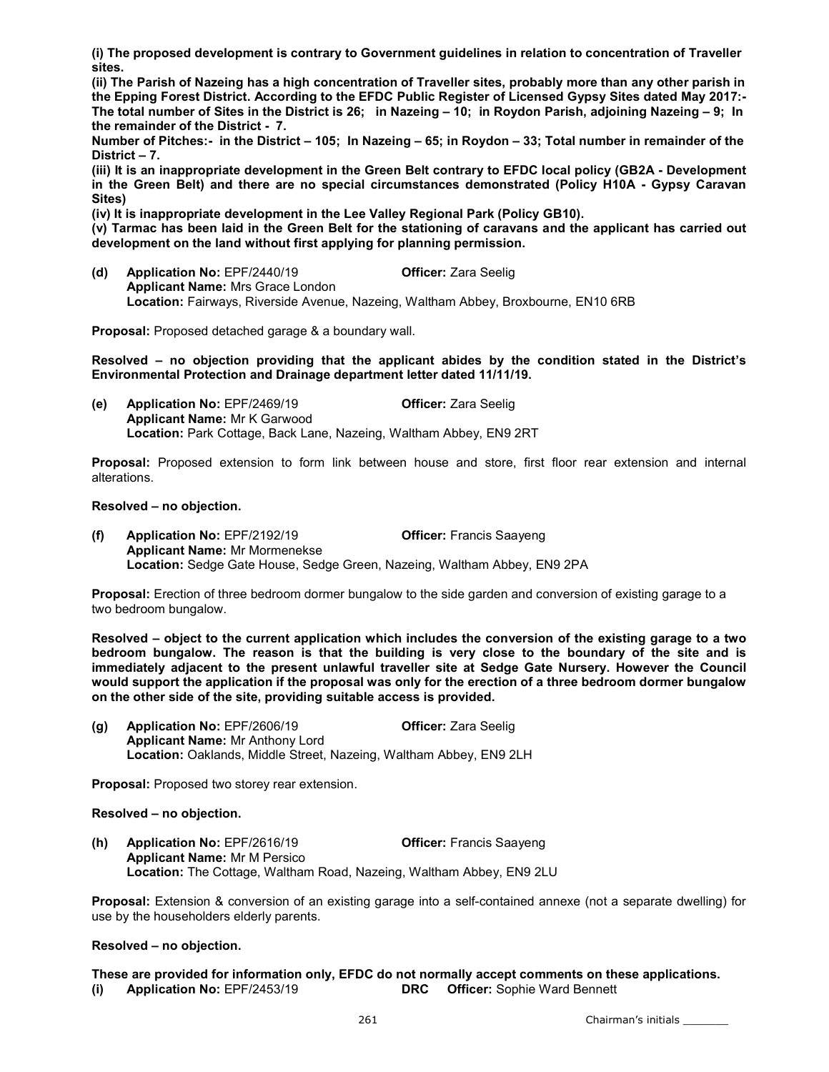**(i) The proposed development is contrary to Government guidelines in relation to concentration of Traveller sites.**

**(ii) The Parish of Nazeing has a high concentration of Traveller sites, probably more than any other parish in the Epping Forest District. According to the EFDC Public Register of Licensed Gypsy Sites dated May 2017:- The total number of Sites in the District is 26; in Nazeing – 10; in Roydon Parish, adjoining Nazeing – 9; In the remainder of the District - 7.**

**Number of Pitches:- in the District – 105; In Nazeing – 65; in Roydon – 33; Total number in remainder of the District – 7.**

**(iii) It is an inappropriate development in the Green Belt contrary to EFDC local policy (GB2A - Development in the Green Belt) and there are no special circumstances demonstrated (Policy H10A - Gypsy Caravan Sites)**

**(iv) It is inappropriate development in the Lee Valley Regional Park (Policy GB10).**

**(v) Tarmac has been laid in the Green Belt for the stationing of caravans and the applicant has carried out development on the land without first applying for planning permission.**

**(d)** **Application No:** EPF/2440/19 **Officer:** Zara Seelig
**Applicant Name:** Mrs Grace London
**Location:** Fairways, Riverside Avenue, Nazeing, Waltham Abbey, Broxbourne, EN10 6RB

**Proposal:** Proposed detached garage & a boundary wall.

**Resolved – no objection providing that the applicant abides by the condition stated in the District's Environmental Protection and Drainage department letter dated 11/11/19.**

**(e)** **Application No:** EPF/2469/19 **Officer:** Zara Seelig
**Applicant Name:** Mr K Garwood
**Location:** Park Cottage, Back Lane, Nazeing, Waltham Abbey, EN9 2RT

**Proposal:** Proposed extension to form link between house and store, first floor rear extension and internal alterations.

**Resolved – no objection.**

**(f)** **Application No:** EPF/2192/19 **Officer:** Francis Saayeng
**Applicant Name:** Mr Mormenekse
**Location:** Sedge Gate House, Sedge Green, Nazeing, Waltham Abbey, EN9 2PA

**Proposal:** Erection of three bedroom dormer bungalow to the side garden and conversion of existing garage to a two bedroom bungalow.

**Resolved – object to the current application which includes the conversion of the existing garage to a two bedroom bungalow. The reason is that the building is very close to the boundary of the site and is immediately adjacent to the present unlawful traveller site at Sedge Gate Nursery. However the Council would support the application if the proposal was only for the erection of a three bedroom dormer bungalow on the other side of the site, providing suitable access is provided.**

**(g)** **Application No:** EPF/2606/19 **Officer:** Zara Seelig
**Applicant Name:** Mr Anthony Lord
**Location:** Oaklands, Middle Street, Nazeing, Waltham Abbey, EN9 2LH

**Proposal:** Proposed two storey rear extension.

**Resolved – no objection.**

**(h)** **Application No:** EPF/2616/19 **Officer:** Francis Saayeng
**Applicant Name:** Mr M Persico
**Location:** The Cottage, Waltham Road, Nazeing, Waltham Abbey, EN9 2LU

**Proposal:** Extension & conversion of an existing garage into a self-contained annexe (not a separate dwelling) for use by the householders elderly parents.

**Resolved – no objection.**

**These are provided for information only, EFDC do not normally accept comments on these applications.**

**(i)** **Application No:** EPF/2453/19 **DRC** **Officer:** Sophie Ward Bennett

Chairman's initials _______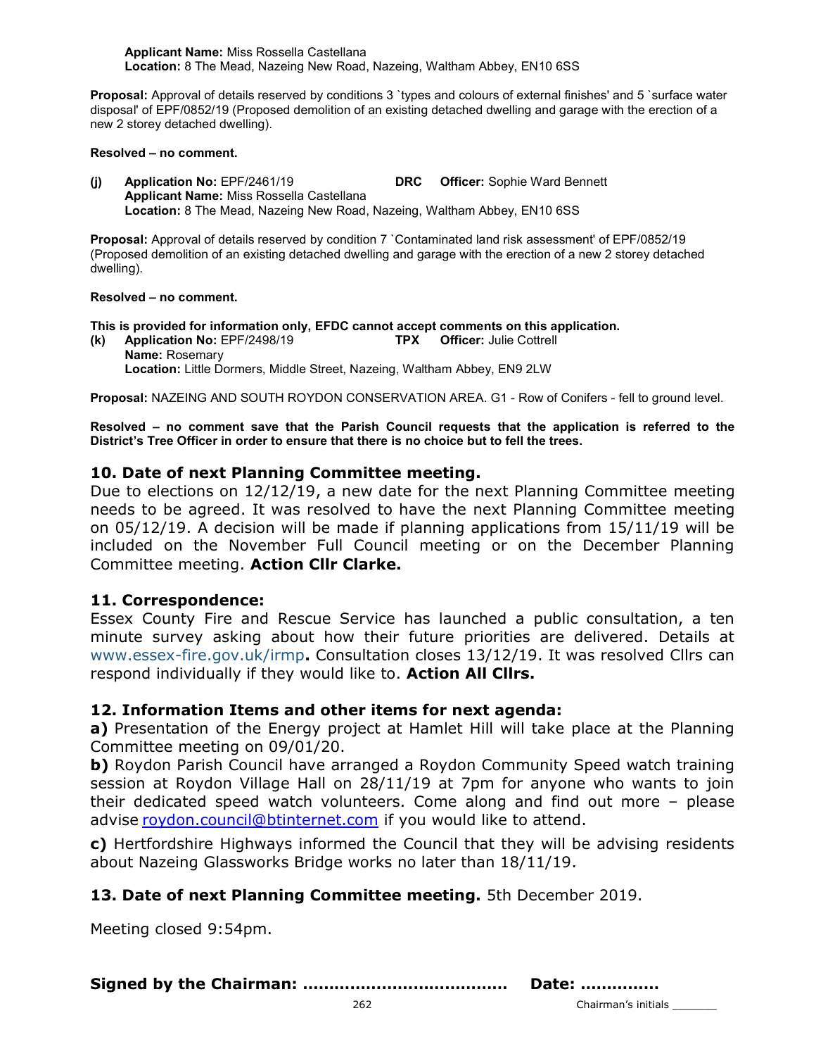**Applicant Name:** Miss Rossella Castellana
**Location:** 8 The Mead, Nazeing New Road, Nazeing, Waltham Abbey, EN10 6SS

**Proposal:** Approval of details reserved by conditions 3 `types and colours of external finishes' and 5 `surface water disposal' of EPF/0852/19 (Proposed demolition of an existing detached dwelling and garage with the erection of a new 2 storey detached dwelling).

**Resolved – no comment.**

**(j) Application No:** EPF/2461/19 **DRC Officer:** Sophie Ward Bennett
**Applicant Name:** Miss Rossella Castellana
**Location:** 8 The Mead, Nazeing New Road, Nazeing, Waltham Abbey, EN10 6SS

**Proposal:** Approval of details reserved by condition 7 `Contaminated land risk assessment' of EPF/0852/19 (Proposed demolition of an existing detached dwelling and garage with the erection of a new 2 storey detached dwelling).

**Resolved – no comment.**

**This is provided for information only, EFDC cannot accept comments on this application.**
**(k) Application No:** EPF/2498/19 **TPX Officer:** Julie Cottrell
**Name:** Rosemary
**Location:** Little Dormers, Middle Street, Nazeing, Waltham Abbey, EN9 2LW

**Proposal:** NAZEING AND SOUTH ROYDON CONSERVATION AREA. G1 - Row of Conifers - fell to ground level.

**Resolved – no comment save that the Parish Council requests that the application is referred to the District's Tree Officer in order to ensure that there is no choice but to fell the trees.**

## 10. Date of next Planning Committee meeting.

Due to elections on 12/12/19, a new date for the next Planning Committee meeting needs to be agreed. It was resolved to have the next Planning Committee meeting on 05/12/19. A decision will be made if planning applications from 15/11/19 will be included on the November Full Council meeting or on the December Planning Committee meeting. **Action Cllr Clarke.**

## 11. Correspondence:

Essex County Fire and Rescue Service has launched a public consultation, a ten minute survey asking about how their future priorities are delivered. Details at www.essex-fire.gov.uk/irmp**.** Consultation closes 13/12/19. It was resolved Cllrs can respond individually if they would like to. **Action All Cllrs.**

## 12. Information Items and other items for next agenda:

**a)** Presentation of the Energy project at Hamlet Hill will take place at the Planning Committee meeting on 09/01/20.

**b)** Roydon Parish Council have arranged a Roydon Community Speed watch training session at Roydon Village Hall on 28/11/19 at 7pm for anyone who wants to join their dedicated speed watch volunteers. Come along and find out more – please advise roydon.council@btinternet.com if you would like to attend.

**c)** Hertfordshire Highways informed the Council that they will be advising residents about Nazeing Glassworks Bridge works no later than 18/11/19.

## 13. Date of next Planning Committee meeting. 5th December 2019.

Meeting closed 9:54pm.

**Signed by the Chairman: ……………………………… Date: ……………**

Chairman's initials _______